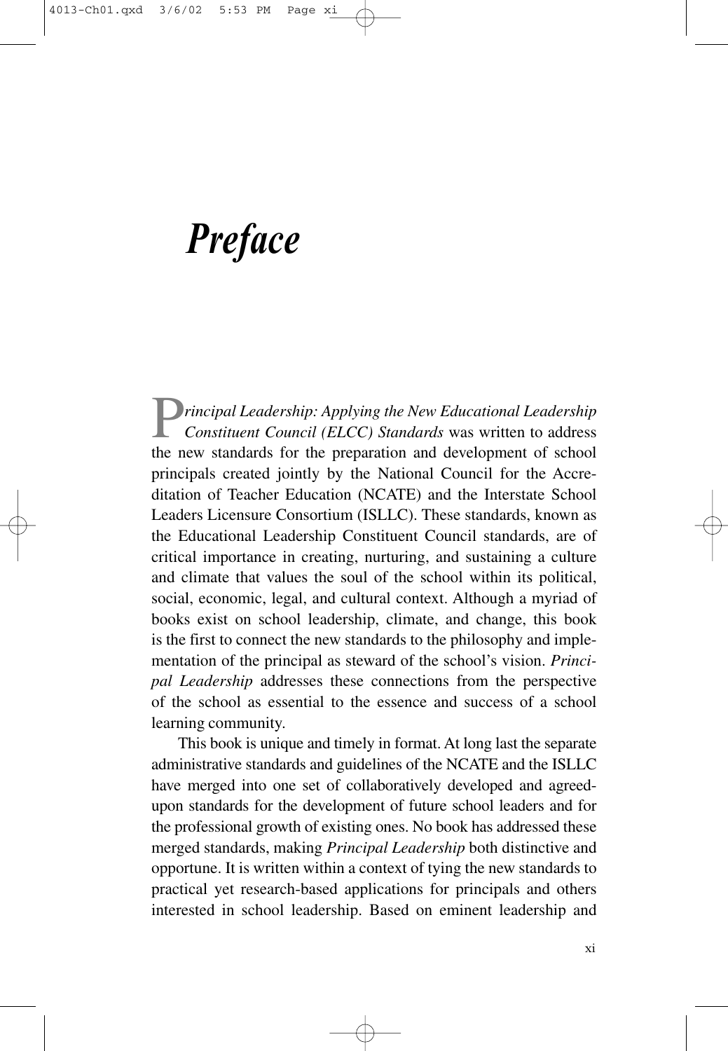# *Preface*

*Principal Leadership: Applying the New Educational Leadership Constituent Council (ELCC) Standards* was written to address the new standards for the preparation and development of school principals created jointly by the National Council for the Accreditation of Teacher Education (NCATE) and the Interstate School Leaders Licensure Consortium (ISLLC). These standards, known as the Educational Leadership Constituent Council standards, are of critical importance in creating, nurturing, and sustaining a culture and climate that values the soul of the school within its political, social, economic, legal, and cultural context. Although a myriad of books exist on school leadership, climate, and change, this book is the first to connect the new standards to the philosophy and implementation of the principal as steward of the school's vision. *Principal Leadership* addresses these connections from the perspective of the school as essential to the essence and success of a school learning community.

This book is unique and timely in format. At long last the separate administrative standards and guidelines of the NCATE and the ISLLC have merged into one set of collaboratively developed and agreed-upon standards for the development of future school leaders and for the professional growth of existing ones. No book has addressed these merged standards, making *Principal Leadership* both distinctive and opportune. It is written within a context of tying the new standards to practical yet research-based applications for principals and others interested in school leadership. Based on eminent leadership and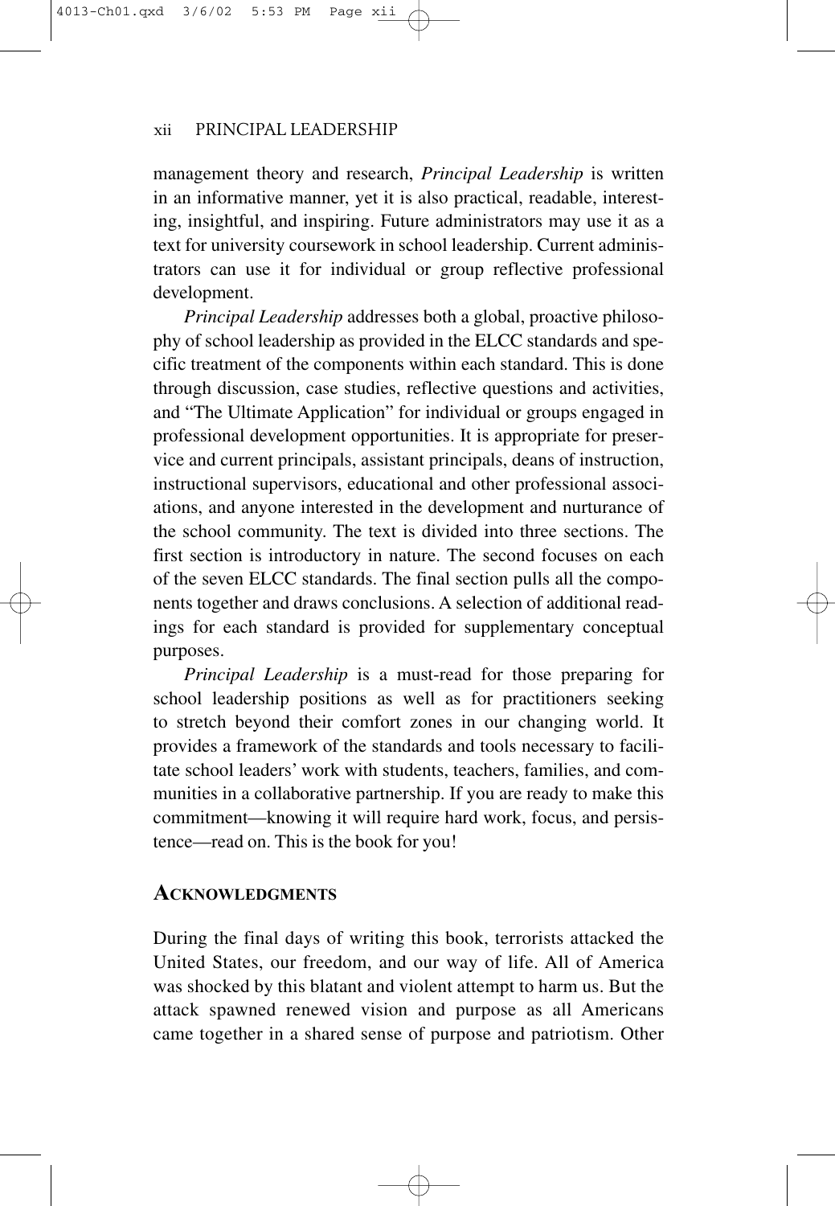management theory and research, *Principal Leadership* is written in an informative manner, yet it is also practical, readable, interesting, insightful, and inspiring. Future administrators may use it as a text for university coursework in school leadership. Current administrators can use it for individual or group reflective professional development.

*Principal Leadership* addresses both a global, proactive philosophy of school leadership as provided in the ELCC standards and specific treatment of the components within each standard. This is done through discussion, case studies, reflective questions and activities, and "The Ultimate Application" for individual or groups engaged in professional development opportunities. It is appropriate for preservice and current principals, assistant principals, deans of instruction, instructional supervisors, educational and other professional associations, and anyone interested in the development and nurturance of the school community. The text is divided into three sections. The first section is introductory in nature. The second focuses on each of the seven ELCC standards. The final section pulls all the components together and draws conclusions. A selection of additional readings for each standard is provided for supplementary conceptual purposes.

*Principal Leadership* is a must-read for those preparing for school leadership positions as well as for practitioners seeking to stretch beyond their comfort zones in our changing world. It provides a framework of the standards and tools necessary to facilitate school leaders' work with students, teachers, families, and communities in a collaborative partnership. If you are ready to make this commitment—knowing it will require hard work, focus, and persistence—read on. This is the book for you!

## ACKNOWLEDGMENTS

During the final days of writing this book, terrorists attacked the United States, our freedom, and our way of life. All of America was shocked by this blatant and violent attempt to harm us. But the attack spawned renewed vision and purpose as all Americans came together in a shared sense of purpose and patriotism. Other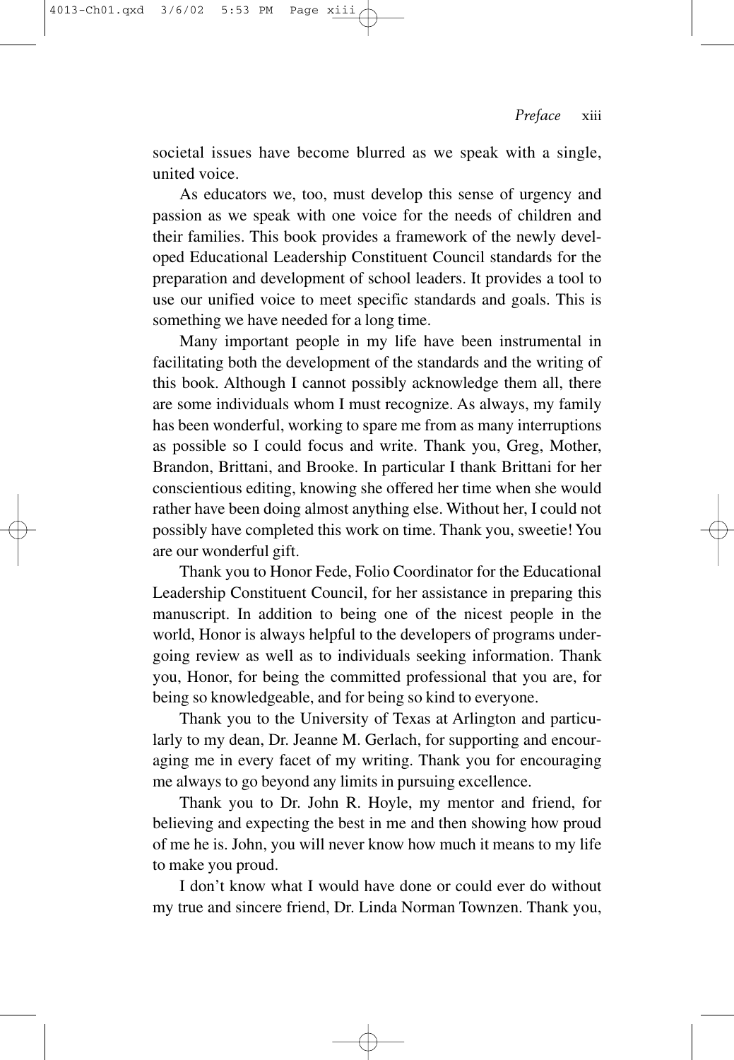societal issues have become blurred as we speak with a single, united voice.

As educators we, too, must develop this sense of urgency and passion as we speak with one voice for the needs of children and their families. This book provides a framework of the newly developed Educational Leadership Constituent Council standards for the preparation and development of school leaders. It provides a tool to use our unified voice to meet specific standards and goals. This is something we have needed for a long time.

Many important people in my life have been instrumental in facilitating both the development of the standards and the writing of this book. Although I cannot possibly acknowledge them all, there are some individuals whom I must recognize. As always, my family has been wonderful, working to spare me from as many interruptions as possible so I could focus and write. Thank you, Greg, Mother, Brandon, Brittani, and Brooke. In particular I thank Brittani for her conscientious editing, knowing she offered her time when she would rather have been doing almost anything else. Without her, I could not possibly have completed this work on time. Thank you, sweetie! You are our wonderful gift.

Thank you to Honor Fede, Folio Coordinator for the Educational Leadership Constituent Council, for her assistance in preparing this manuscript. In addition to being one of the nicest people in the world, Honor is always helpful to the developers of programs undergoing review as well as to individuals seeking information. Thank you, Honor, for being the committed professional that you are, for being so knowledgeable, and for being so kind to everyone.

Thank you to the University of Texas at Arlington and particularly to my dean, Dr. Jeanne M. Gerlach, for supporting and encouraging me in every facet of my writing. Thank you for encouraging me always to go beyond any limits in pursuing excellence.

Thank you to Dr. John R. Hoyle, my mentor and friend, for believing and expecting the best in me and then showing how proud of me he is. John, you will never know how much it means to my life to make you proud.

I don't know what I would have done or could ever do without my true and sincere friend, Dr. Linda Norman Townzen. Thank you,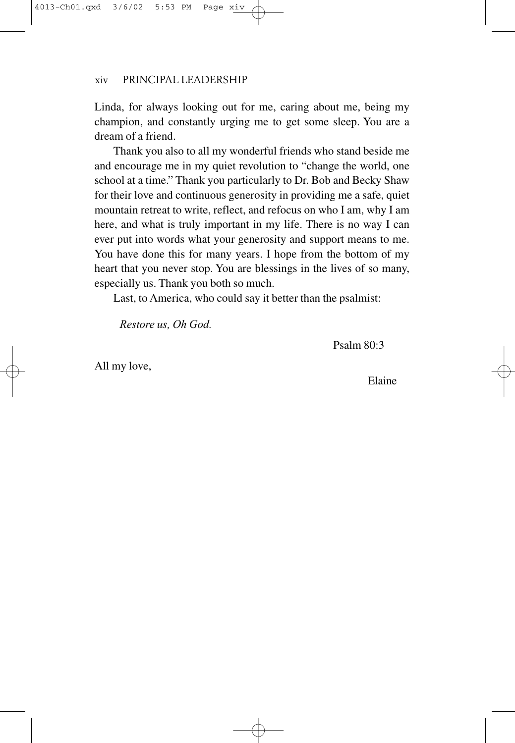Linda, for always looking out for me, caring about me, being my champion, and constantly urging me to get some sleep. You are a dream of a friend.

Thank you also to all my wonderful friends who stand beside me and encourage me in my quiet revolution to "change the world, one school at a time." Thank you particularly to Dr. Bob and Becky Shaw for their love and continuous generosity in providing me a safe, quiet mountain retreat to write, reflect, and refocus on who I am, why I am here, and what is truly important in my life. There is no way I can ever put into words what your generosity and support means to me. You have done this for many years. I hope from the bottom of my heart that you never stop. You are blessings in the lives of so many, especially us. Thank you both so much.

Last, to America, who could say it better than the psalmist:

> *Restore us, Oh God.*
>
> Psalm 80:3

All my love,

Elaine